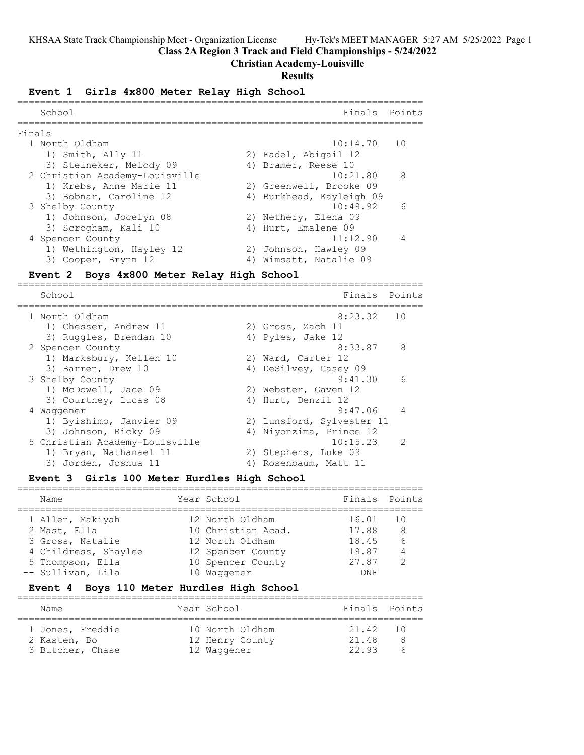Class 2A Region 3 Track and Field Championships - 5/24/2022

Christian Academy-Louisville

Results

## Event 1 Girls 4x800 Meter Relay High School

Finals

| Place | School | Finals | Points |
|---|---|---|---|
| 1 | North Oldham | 10:14.70 | 10 |
| | 1) Smith, Ally 11; 2) Fadel, Abigail 12; 3) Steineker, Melody 09; 4) Bramer, Reese 10 | | |
| 2 | Christian Academy-Louisville | 10:21.80 | 8 |
| | 1) Krebs, Anne Marie 11; 2) Greenwell, Brooke 09; 3) Bobnar, Caroline 12; 4) Burkhead, Kayleigh 09 | | |
| 3 | Shelby County | 10:49.92 | 6 |
| | 1) Johnson, Jocelyn 08; 2) Nethery, Elena 09; 3) Scrogham, Kali 10; 4) Hurt, Emalene 09 | | |
| 4 | Spencer County | 11:12.90 | 4 |
| | 1) Wethington, Hayley 12; 2) Johnson, Hawley 09; 3) Cooper, Brynn 12; 4) Wimsatt, Natalie 09 | | |

## Event 2 Boys 4x800 Meter Relay High School

| Place | School | Finals | Points |
|---|---|---|---|
| 1 | North Oldham | 8:23.32 | 10 |
| | 1) Chesser, Andrew 11; 2) Gross, Zach 11; 3) Ruggles, Brendan 10; 4) Pyles, Jake 12 | | |
| 2 | Spencer County | 8:33.87 | 8 |
| | 1) Marksbury, Kellen 10; 2) Ward, Carter 12; 3) Barren, Drew 10; 4) DeSilvey, Casey 09 | | |
| 3 | Shelby County | 9:41.30 | 6 |
| | 1) McDowell, Jace 09; 2) Webster, Gaven 12; 3) Courtney, Lucas 08; 4) Hurt, Denzil 12 | | |
| 4 | Waggener | 9:47.06 | 4 |
| | 1) Byishimo, Janvier 09; 2) Lunsford, Sylvester 11; 3) Johnson, Ricky 09; 4) Niyonzima, Prince 12 | | |
| 5 | Christian Academy-Louisville | 10:15.23 | 2 |
| | 1) Bryan, Nathanael 11; 2) Stephens, Luke 09; 3) Jorden, Joshua 11; 4) Rosenbaum, Matt 11 | | |

## Event 3 Girls 100 Meter Hurdles High School

| Place | Name | Year | School | Finals | Points |
|---|---|---|---|---|---|
| 1 | Allen, Makiyah | 12 | North Oldham | 16.01 | 10 |
| 2 | Mast, Ella | 10 | Christian Acad. | 17.88 | 8 |
| 3 | Gross, Natalie | 12 | North Oldham | 18.45 | 6 |
| 4 | Childress, Shaylee | 12 | Spencer County | 19.87 | 4 |
| 5 | Thompson, Ella | 10 | Spencer County | 27.87 | 2 |
| -- | Sullivan, Lila | 10 | Waggener | DNF | |

## Event 4 Boys 110 Meter Hurdles High School

| Place | Name | Year | School | Finals | Points |
|---|---|---|---|---|---|
| 1 | Jones, Freddie | 10 | North Oldham | 21.42 | 10 |
| 2 | Kasten, Bo | 12 | Henry County | 21.48 | 8 |
| 3 | Butcher, Chase | 12 | Waggener | 22.93 | 6 |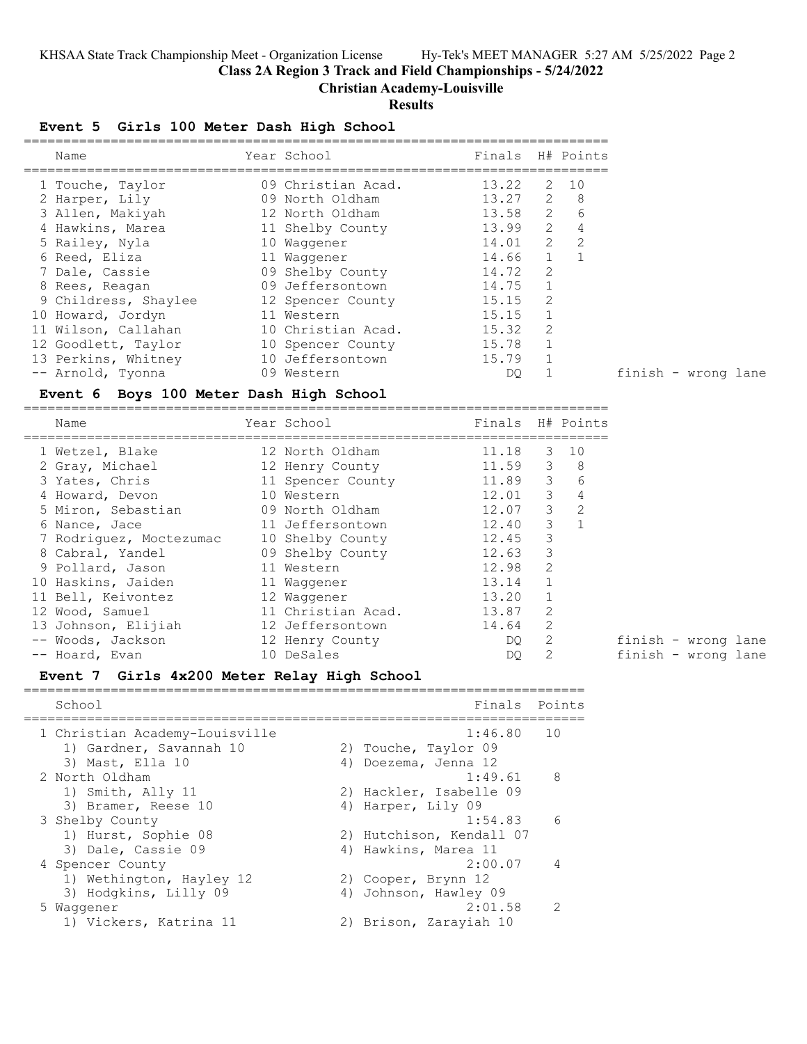## Class 2A Region 3 Track and Field Championships - 5/24/2022

### Christian Academy-Louisville

### Results

#### Event 5 Girls 100 Meter Dash High School

| | Name | Year | School | Finals | H# | Points | |
|---|---|---|---|---|---|---|---|
| 1 | Touche, Taylor | 09 | Christian Acad. | 13.22 | 2 | 10 | |
| 2 | Harper, Lily | 09 | North Oldham | 13.27 | 2 | 8 | |
| 3 | Allen, Makiyah | 12 | North Oldham | 13.58 | 2 | 6 | |
| 4 | Hawkins, Marea | 11 | Shelby County | 13.99 | 2 | 4 | |
| 5 | Railey, Nyla | 10 | Waggener | 14.01 | 2 | 2 | |
| 6 | Reed, Eliza | 11 | Waggener | 14.66 | 1 | 1 | |
| 7 | Dale, Cassie | 09 | Shelby County | 14.72 | 2 | | |
| 8 | Rees, Reagan | 09 | Jeffersontown | 14.75 | 1 | | |
| 9 | Childress, Shaylee | 12 | Spencer County | 15.15 | 2 | | |
| 10 | Howard, Jordyn | 11 | Western | 15.15 | 1 | | |
| 11 | Wilson, Callahan | 10 | Christian Acad. | 15.32 | 2 | | |
| 12 | Goodlett, Taylor | 10 | Spencer County | 15.78 | 1 | | |
| 13 | Perkins, Whitney | 10 | Jeffersontown | 15.79 | 1 | | |
| -- | Arnold, Tyonna | 09 | Western | DQ | 1 | | finish - wrong lane |

#### Event 6 Boys 100 Meter Dash High School

| | Name | Year | School | Finals | H# | Points | |
|---|---|---|---|---|---|---|---|
| 1 | Wetzel, Blake | 12 | North Oldham | 11.18 | 3 | 10 | |
| 2 | Gray, Michael | 12 | Henry County | 11.59 | 3 | 8 | |
| 3 | Yates, Chris | 11 | Spencer County | 11.89 | 3 | 6 | |
| 4 | Howard, Devon | 10 | Western | 12.01 | 3 | 4 | |
| 5 | Miron, Sebastian | 09 | North Oldham | 12.07 | 3 | 2 | |
| 6 | Nance, Jace | 11 | Jeffersontown | 12.40 | 3 | 1 | |
| 7 | Rodriguez, Moctezumac | 10 | Shelby County | 12.45 | 3 | | |
| 8 | Cabral, Yandel | 09 | Shelby County | 12.63 | 3 | | |
| 9 | Pollard, Jason | 11 | Western | 12.98 | 2 | | |
| 10 | Haskins, Jaiden | 11 | Waggener | 13.14 | 1 | | |
| 11 | Bell, Keivontez | 12 | Waggener | 13.20 | 1 | | |
| 12 | Wood, Samuel | 11 | Christian Acad. | 13.87 | 2 | | |
| 13 | Johnson, Elijiah | 12 | Jeffersontown | 14.64 | 2 | | |
| -- | Woods, Jackson | 12 | Henry County | DQ | 2 | | finish - wrong lane |
| -- | Hoard, Evan | 10 | DeSales | DQ | 2 | | finish - wrong lane |

#### Event 7 Girls 4x200 Meter Relay High School

| School | | Finals | Points |
|---|---|---|---|
| 1 Christian Academy-Louisville | | 1:46.80 | 10 |
| 1) Gardner, Savannah 10 | 2) Touche, Taylor 09 | | |
| 3) Mast, Ella 10 | 4) Doezema, Jenna 12 | | |
| 2 North Oldham | | 1:49.61 | 8 |
| 1) Smith, Ally 11 | 2) Hackler, Isabelle 09 | | |
| 3) Bramer, Reese 10 | 4) Harper, Lily 09 | | |
| 3 Shelby County | | 1:54.83 | 6 |
| 1) Hurst, Sophie 08 | 2) Hutchison, Kendall 07 | | |
| 3) Dale, Cassie 09 | 4) Hawkins, Marea 11 | | |
| 4 Spencer County | | 2:00.07 | 4 |
| 1) Wethington, Hayley 12 | 2) Cooper, Brynn 12 | | |
| 3) Hodgkins, Lilly 09 | 4) Johnson, Hawley 09 | | |
| 5 Waggener | | 2:01.58 | 2 |
| 1) Vickers, Katrina 11 | 2) Brison, Zarayiah 10 | | |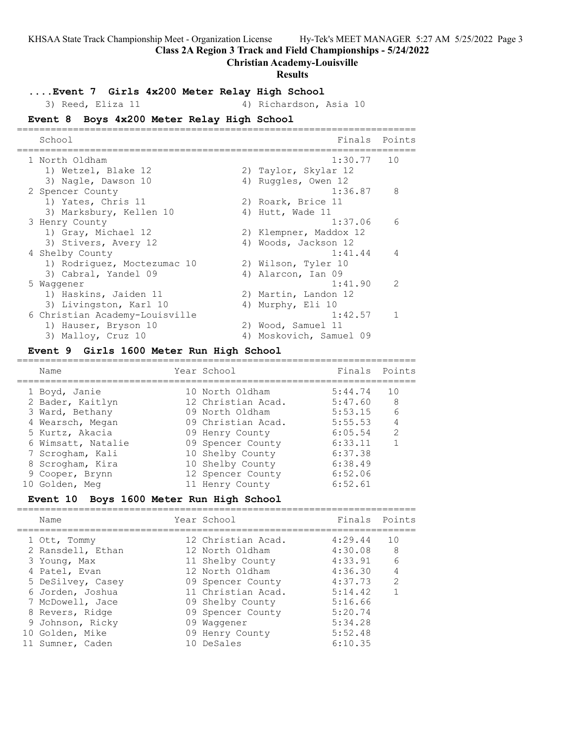# Class 2A Region 3 Track and Field Championships - 5/24/2022

## Christian Academy-Louisville

### Results

## ....Event 7 Girls 4x200 Meter Relay High School

3) Reed, Eliza 11 | 4) Richardson, Asia 10

## Event 8 Boys 4x200 Meter Relay High School

| School | Finals | Points |
|---|---|---|
| 1 North Oldham | 1:30.77 | 10 |
| 1) Wetzel, Blake 12; 2) Taylor, Skylar 12; 3) Nagle, Dawson 10; 4) Ruggles, Owen 12 | | |
| 2 Spencer County | 1:36.87 | 8 |
| 1) Yates, Chris 11; 2) Roark, Brice 11; 3) Marksbury, Kellen 10; 4) Hutt, Wade 11 | | |
| 3 Henry County | 1:37.06 | 6 |
| 1) Gray, Michael 12; 2) Klempner, Maddox 12; 3) Stivers, Avery 12; 4) Woods, Jackson 12 | | |
| 4 Shelby County | 1:41.44 | 4 |
| 1) Rodriguez, Moctezumac 10; 2) Wilson, Tyler 10; 3) Cabral, Yandel 09; 4) Alarcon, Ian 09 | | |
| 5 Waggener | 1:41.90 | 2 |
| 1) Haskins, Jaiden 11; 2) Martin, Landon 12; 3) Livingston, Karl 10; 4) Murphy, Eli 10 | | |
| 6 Christian Academy-Louisville | 1:42.57 | 1 |
| 1) Hauser, Bryson 10; 2) Wood, Samuel 11; 3) Malloy, Cruz 10; 4) Moskovich, Samuel 09 | | |

## Event 9 Girls 1600 Meter Run High School

| Name | Year | School | Finals | Points |
|---|---|---|---|---|
| 1 Boyd, Janie | 10 | North Oldham | 5:44.74 | 10 |
| 2 Bader, Kaitlyn | 12 | Christian Acad. | 5:47.60 | 8 |
| 3 Ward, Bethany | 09 | North Oldham | 5:53.15 | 6 |
| 4 Wearsch, Megan | 09 | Christian Acad. | 5:55.53 | 4 |
| 5 Kurtz, Akacia | 09 | Henry County | 6:05.54 | 2 |
| 6 Wimsatt, Natalie | 09 | Spencer County | 6:33.11 | 1 |
| 7 Scrogham, Kali | 10 | Shelby County | 6:37.38 | |
| 8 Scrogham, Kira | 10 | Shelby County | 6:38.49 | |
| 9 Cooper, Brynn | 12 | Spencer County | 6:52.06 | |
| 10 Golden, Meg | 11 | Henry County | 6:52.61 | |

## Event 10 Boys 1600 Meter Run High School

| Name | Year | School | Finals | Points |
|---|---|---|---|---|
| 1 Ott, Tommy | 12 | Christian Acad. | 4:29.44 | 10 |
| 2 Ransdell, Ethan | 12 | North Oldham | 4:30.08 | 8 |
| 3 Young, Max | 11 | Shelby County | 4:33.91 | 6 |
| 4 Patel, Evan | 12 | North Oldham | 4:36.30 | 4 |
| 5 DeSilvey, Casey | 09 | Spencer County | 4:37.73 | 2 |
| 6 Jorden, Joshua | 11 | Christian Acad. | 5:14.42 | 1 |
| 7 McDowell, Jace | 09 | Shelby County | 5:16.66 | |
| 8 Revers, Ridge | 09 | Spencer County | 5:20.74 | |
| 9 Johnson, Ricky | 09 | Waggener | 5:34.28 | |
| 10 Golden, Mike | 09 | Henry County | 5:52.48 | |
| 11 Sumner, Caden | 10 | DeSales | 6:10.35 | |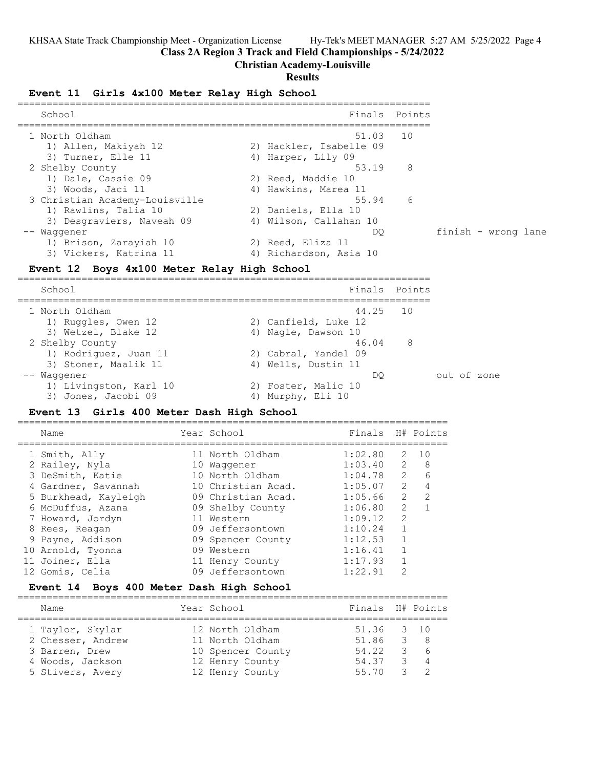**Class 2A Region 3 Track and Field Championships - 5/24/2022**

**Christian Academy-Louisville**

**Results**

### Event 11 Girls 4x100 Meter Relay High School

| School | Finals | Points | |
|---|---|---|---|
| 1 North Oldham | 51.03 | 10 | |
| 1) Allen, Makiyah 12; 2) Hackler, Isabelle 09; 3) Turner, Elle 11; 4) Harper, Lily 09 | | | |
| 2 Shelby County | 53.19 | 8 | |
| 1) Dale, Cassie 09; 2) Reed, Maddie 10; 3) Woods, Jaci 11; 4) Hawkins, Marea 11 | | | |
| 3 Christian Academy-Louisville | 55.94 | 6 | |
| 1) Rawlins, Talia 10; 2) Daniels, Ella 10; 3) Desgraviers, Naveah 09; 4) Wilson, Callahan 10 | | | |
| -- Waggener | DQ | | finish - wrong lane |
| 1) Brison, Zarayiah 10; 2) Reed, Eliza 11; 3) Vickers, Katrina 11; 4) Richardson, Asia 10 | | | |

### Event 12 Boys 4x100 Meter Relay High School

| School | Finals | Points | |
|---|---|---|---|
| 1 North Oldham | 44.25 | 10 | |
| 1) Ruggles, Owen 12; 2) Canfield, Luke 12; 3) Wetzel, Blake 12; 4) Nagle, Dawson 10 | | | |
| 2 Shelby County | 46.04 | 8 | |
| 1) Rodriguez, Juan 11; 2) Cabral, Yandel 09; 3) Stoner, Maalik 11; 4) Wells, Dustin 11 | | | |
| -- Waggener | DQ | | out of zone |
| 1) Livingston, Karl 10; 2) Foster, Malic 10; 3) Jones, Jacobi 09; 4) Murphy, Eli 10 | | | |

### Event 13 Girls 400 Meter Dash High School

| Name | Year | School | Finals | H# | Points |
|---|---|---|---|---|---|
| 1 Smith, Ally | 11 | North Oldham | 1:02.80 | 2 | 10 |
| 2 Railey, Nyla | 10 | Waggener | 1:03.40 | 2 | 8 |
| 3 DeSmith, Katie | 10 | North Oldham | 1:04.78 | 2 | 6 |
| 4 Gardner, Savannah | 10 | Christian Acad. | 1:05.07 | 2 | 4 |
| 5 Burkhead, Kayleigh | 09 | Christian Acad. | 1:05.66 | 2 | 2 |
| 6 McDuffus, Azana | 09 | Shelby County | 1:06.80 | 2 | 1 |
| 7 Howard, Jordyn | 11 | Western | 1:09.12 | 2 | |
| 8 Rees, Reagan | 09 | Jeffersontown | 1:10.24 | 1 | |
| 9 Payne, Addison | 09 | Spencer County | 1:12.53 | 1 | |
| 10 Arnold, Tyonna | 09 | Western | 1:16.41 | 1 | |
| 11 Joiner, Ella | 11 | Henry County | 1:17.93 | 1 | |
| 12 Gomis, Celia | 09 | Jeffersontown | 1:22.91 | 2 | |

### Event 14 Boys 400 Meter Dash High School

| Name | Year | School | Finals | H# | Points |
|---|---|---|---|---|---|
| 1 Taylor, Skylar | 12 | North Oldham | 51.36 | 3 | 10 |
| 2 Chesser, Andrew | 11 | North Oldham | 51.86 | 3 | 8 |
| 3 Barren, Drew | 10 | Spencer County | 54.22 | 3 | 6 |
| 4 Woods, Jackson | 12 | Henry County | 54.37 | 3 | 4 |
| 5 Stivers, Avery | 12 | Henry County | 55.70 | 3 | 2 |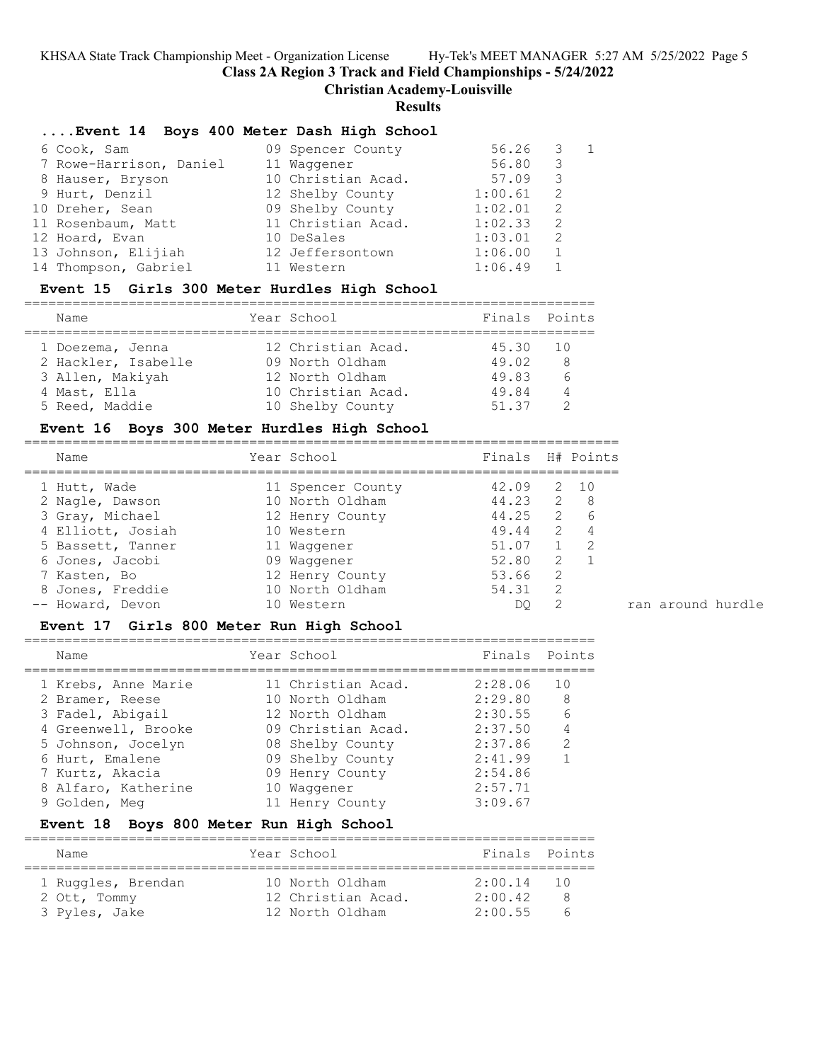## ....Event 14 Boys 400 Meter Dash High School

| Name | Year | School | Finals | H# | Points |
|---|---|---|---|---|---|
| 6 Cook, Sam | 09 | Spencer County | 56.26 | 3 | 1 |
| 7 Rowe-Harrison, Daniel | 11 | Waggener | 56.80 | 3 | |
| 8 Hauser, Bryson | 10 | Christian Acad. | 57.09 | 3 | |
| 9 Hurt, Denzil | 12 | Shelby County | 1:00.61 | 2 | |
| 10 Dreher, Sean | 09 | Shelby County | 1:02.01 | 2 | |
| 11 Rosenbaum, Matt | 11 | Christian Acad. | 1:02.33 | 2 | |
| 12 Hoard, Evan | 10 | DeSales | 1:03.01 | 2 | |
| 13 Johnson, Elijiah | 12 | Jeffersontown | 1:06.00 | 1 | |
| 14 Thompson, Gabriel | 11 | Western | 1:06.49 | 1 | |

## Event 15 Girls 300 Meter Hurdles High School

| Name | Year | School | Finals | Points |
|---|---|---|---|---|
| 1 Doezema, Jenna | 12 | Christian Acad. | 45.30 | 10 |
| 2 Hackler, Isabelle | 09 | North Oldham | 49.02 | 8 |
| 3 Allen, Makiyah | 12 | North Oldham | 49.83 | 6 |
| 4 Mast, Ella | 10 | Christian Acad. | 49.84 | 4 |
| 5 Reed, Maddie | 10 | Shelby County | 51.37 | 2 |

## Event 16 Boys 300 Meter Hurdles High School

| Name | Year | School | Finals | H# | Points | |
|---|---|---|---|---|---|---|
| 1 Hutt, Wade | 11 | Spencer County | 42.09 | 2 | 10 | |
| 2 Nagle, Dawson | 10 | North Oldham | 44.23 | 2 | 8 | |
| 3 Gray, Michael | 12 | Henry County | 44.25 | 2 | 6 | |
| 4 Elliott, Josiah | 10 | Western | 49.44 | 2 | 4 | |
| 5 Bassett, Tanner | 11 | Waggener | 51.07 | 1 | 2 | |
| 6 Jones, Jacobi | 09 | Waggener | 52.80 | 2 | 1 | |
| 7 Kasten, Bo | 12 | Henry County | 53.66 | 2 | | |
| 8 Jones, Freddie | 10 | North Oldham | 54.31 | 2 | | |
| -- Howard, Devon | 10 | Western | DQ | 2 | | ran around hurdle |

## Event 17 Girls 800 Meter Run High School

| Name | Year | School | Finals | Points |
|---|---|---|---|---|
| 1 Krebs, Anne Marie | 11 | Christian Acad. | 2:28.06 | 10 |
| 2 Bramer, Reese | 10 | North Oldham | 2:29.80 | 8 |
| 3 Fadel, Abigail | 12 | North Oldham | 2:30.55 | 6 |
| 4 Greenwell, Brooke | 09 | Christian Acad. | 2:37.50 | 4 |
| 5 Johnson, Jocelyn | 08 | Shelby County | 2:37.86 | 2 |
| 6 Hurt, Emalene | 09 | Shelby County | 2:41.99 | 1 |
| 7 Kurtz, Akacia | 09 | Henry County | 2:54.86 | |
| 8 Alfaro, Katherine | 10 | Waggener | 2:57.71 | |
| 9 Golden, Meg | 11 | Henry County | 3:09.67 | |

## Event 18 Boys 800 Meter Run High School

| Name | Year | School | Finals | Points |
|---|---|---|---|---|
| 1 Ruggles, Brendan | 10 | North Oldham | 2:00.14 | 10 |
| 2 Ott, Tommy | 12 | Christian Acad. | 2:00.42 | 8 |
| 3 Pyles, Jake | 12 | North Oldham | 2:00.55 | 6 |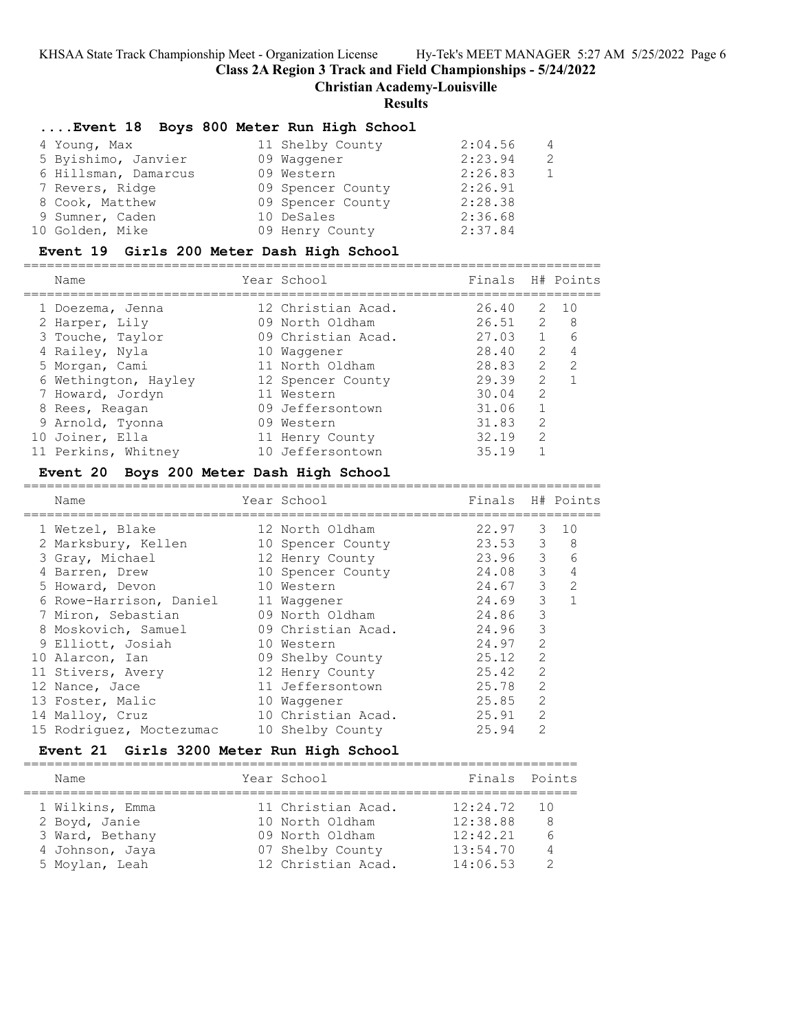## Class 2A Region 3 Track and Field Championships - 5/24/2022

### Christian Academy-Louisville

### Results

#### ....Event 18 Boys 800 Meter Run High School

| Name | Year School | Finals | Points |
|---|---|---|---|
| 4 Young, Max | 11 Shelby County | 2:04.56 | 4 |
| 5 Byishimo, Janvier | 09 Waggener | 2:23.94 | 2 |
| 6 Hillsman, Damarcus | 09 Western | 2:26.83 | 1 |
| 7 Revers, Ridge | 09 Spencer County | 2:26.91 | |
| 8 Cook, Matthew | 09 Spencer County | 2:28.38 | |
| 9 Sumner, Caden | 10 DeSales | 2:36.68 | |
| 10 Golden, Mike | 09 Henry County | 2:37.84 | |

#### Event 19 Girls 200 Meter Dash High School

| Name | Year School | Finals | H# | Points |
|---|---|---|---|---|
| 1 Doezema, Jenna | 12 Christian Acad. | 26.40 | 2 | 10 |
| 2 Harper, Lily | 09 North Oldham | 26.51 | 2 | 8 |
| 3 Touche, Taylor | 09 Christian Acad. | 27.03 | 1 | 6 |
| 4 Railey, Nyla | 10 Waggener | 28.40 | 2 | 4 |
| 5 Morgan, Cami | 11 North Oldham | 28.83 | 2 | 2 |
| 6 Wethington, Hayley | 12 Spencer County | 29.39 | 2 | 1 |
| 7 Howard, Jordyn | 11 Western | 30.04 | 2 | |
| 8 Rees, Reagan | 09 Jeffersontown | 31.06 | 1 | |
| 9 Arnold, Tyonna | 09 Western | 31.83 | 2 | |
| 10 Joiner, Ella | 11 Henry County | 32.19 | 2 | |
| 11 Perkins, Whitney | 10 Jeffersontown | 35.19 | 1 | |

#### Event 20 Boys 200 Meter Dash High School

| Name | Year School | Finals | H# | Points |
|---|---|---|---|---|
| 1 Wetzel, Blake | 12 North Oldham | 22.97 | 3 | 10 |
| 2 Marksbury, Kellen | 10 Spencer County | 23.53 | 3 | 8 |
| 3 Gray, Michael | 12 Henry County | 23.96 | 3 | 6 |
| 4 Barren, Drew | 10 Spencer County | 24.08 | 3 | 4 |
| 5 Howard, Devon | 10 Western | 24.67 | 3 | 2 |
| 6 Rowe-Harrison, Daniel | 11 Waggener | 24.69 | 3 | 1 |
| 7 Miron, Sebastian | 09 North Oldham | 24.86 | 3 | |
| 8 Moskovich, Samuel | 09 Christian Acad. | 24.96 | 3 | |
| 9 Elliott, Josiah | 10 Western | 24.97 | 2 | |
| 10 Alarcon, Ian | 09 Shelby County | 25.12 | 2 | |
| 11 Stivers, Avery | 12 Henry County | 25.42 | 2 | |
| 12 Nance, Jace | 11 Jeffersontown | 25.78 | 2 | |
| 13 Foster, Malic | 10 Waggener | 25.85 | 2 | |
| 14 Malloy, Cruz | 10 Christian Acad. | 25.91 | 2 | |
| 15 Rodriguez, Moctezumac | 10 Shelby County | 25.94 | 2 | |

#### Event 21 Girls 3200 Meter Run High School

| Name | Year School | Finals | Points |
|---|---|---|---|
| 1 Wilkins, Emma | 11 Christian Acad. | 12:24.72 | 10 |
| 2 Boyd, Janie | 10 North Oldham | 12:38.88 | 8 |
| 3 Ward, Bethany | 09 North Oldham | 12:42.21 | 6 |
| 4 Johnson, Jaya | 07 Shelby County | 13:54.70 | 4 |
| 5 Moylan, Leah | 12 Christian Acad. | 14:06.53 | 2 |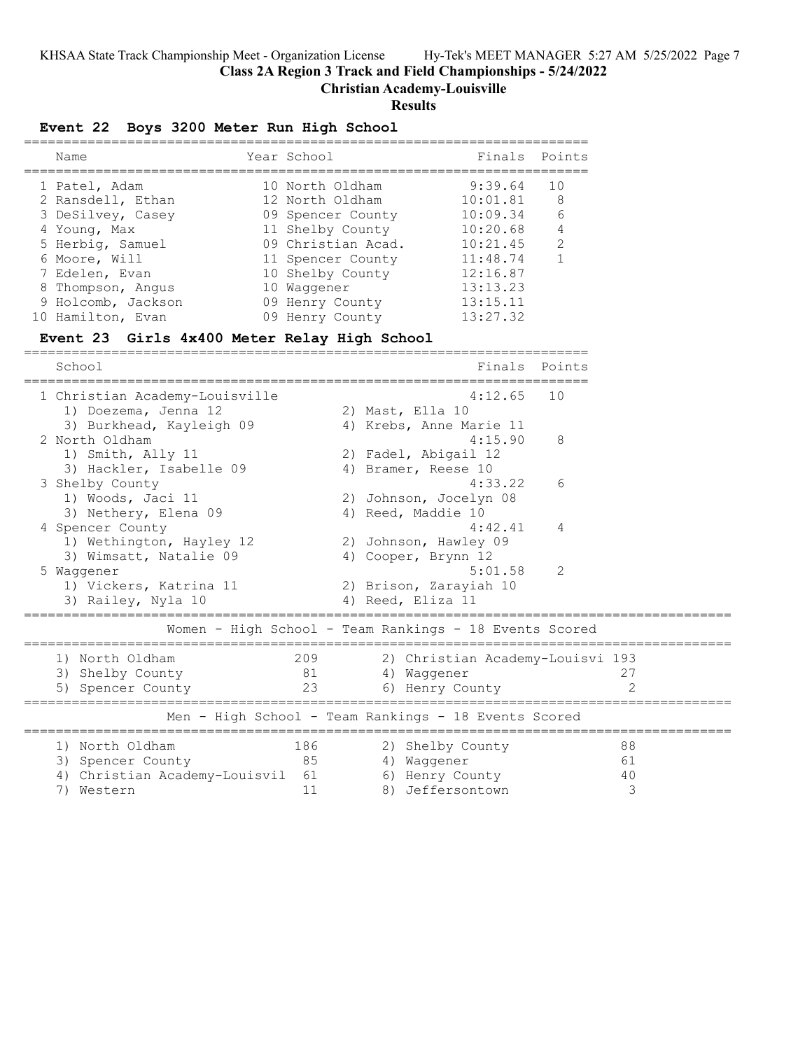# Class 2A Region 3 Track and Field Championships - 5/24/2022

## Christian Academy-Louisville

### Results

### Event 22 Boys 3200 Meter Run High School

| | Name | Year | School | Finals | Points |
|---|---|---|---|---|---|
| 1 | Patel, Adam | 10 | North Oldham | 9:39.64 | 10 |
| 2 | Ransdell, Ethan | 12 | North Oldham | 10:01.81 | 8 |
| 3 | DeSilvey, Casey | 09 | Spencer County | 10:09.34 | 6 |
| 4 | Young, Max | 11 | Shelby County | 10:20.68 | 4 |
| 5 | Herbig, Samuel | 09 | Christian Acad. | 10:21.45 | 2 |
| 6 | Moore, Will | 11 | Spencer County | 11:48.74 | 1 |
| 7 | Edelen, Evan | 10 | Shelby County | 12:16.87 | |
| 8 | Thompson, Angus | 10 | Waggener | 13:13.23 | |
| 9 | Holcomb, Jackson | 09 | Henry County | 13:15.11 | |
| 10 | Hamilton, Evan | 09 | Henry County | 13:27.32 | |

### Event 23 Girls 4x400 Meter Relay High School

| | School | Finals | Points |
|---|---|---|---|
| 1 | Christian Academy-Louisville | 4:12.65 | 10 |
| | 1) Doezema, Jenna 12; 2) Mast, Ella 10; 3) Burkhead, Kayleigh 09; 4) Krebs, Anne Marie 11 | | |
| 2 | North Oldham | 4:15.90 | 8 |
| | 1) Smith, Ally 11; 2) Fadel, Abigail 12; 3) Hackler, Isabelle 09; 4) Bramer, Reese 10 | | |
| 3 | Shelby County | 4:33.22 | 6 |
| | 1) Woods, Jaci 11; 2) Johnson, Jocelyn 08; 3) Nethery, Elena 09; 4) Reed, Maddie 10 | | |
| 4 | Spencer County | 4:42.41 | 4 |
| | 1) Wethington, Hayley 12; 2) Johnson, Hawley 09; 3) Wimsatt, Natalie 09; 4) Cooper, Brynn 12 | | |
| 5 | Waggener | 5:01.58 | 2 |
| | 1) Vickers, Katrina 11; 2) Brison, Zarayiah 10; 3) Railey, Nyla 10; 4) Reed, Eliza 11 | | |

### Women - High School - Team Rankings - 18 Events Scored

| | | | |
|---|---|---|---|
| 1) North Oldham | 209 | 2) Christian Academy-Louisvi | 193 |
| 3) Shelby County | 81 | 4) Waggener | 27 |
| 5) Spencer County | 23 | 6) Henry County | 2 |

### Men - High School - Team Rankings - 18 Events Scored

| | | | |
|---|---|---|---|
| 1) North Oldham | 186 | 2) Shelby County | 88 |
| 3) Spencer County | 85 | 4) Waggener | 61 |
| 4) Christian Academy-Louisvil | 61 | 6) Henry County | 40 |
| 7) Western | 11 | 8) Jeffersontown | 3 |